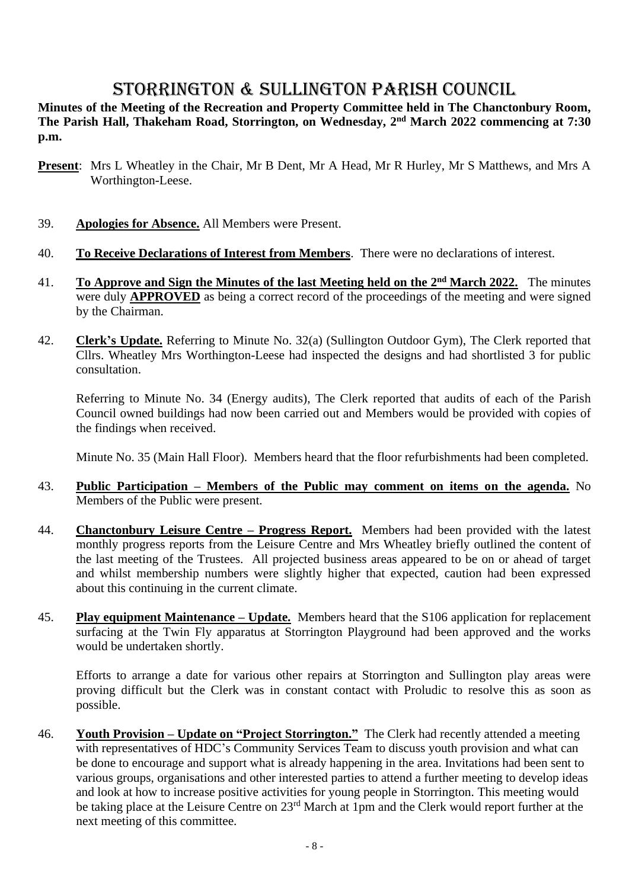# STORRINGTON & SULLINGTON PARISH COUNCIL

**Minutes of the Meeting of the Recreation and Property Committee held in The Chanctonbury Room, The Parish Hall, Thakeham Road, Storrington, on Wednesday, 2nd March 2022 commencing at 7:30 p.m.**

**Present**: Mrs L Wheatley in the Chair, Mr B Dent, Mr A Head, Mr R Hurley, Mr S Matthews, and Mrs A Worthington-Leese.

39. **Apologies for Absence.** All Members were Present.

40. **To Receive Declarations of Interest from Members**. There were no declarations of interest.

41. **To Approve and Sign the Minutes of the last Meeting held on the 2nd March 2022.** The minutes were duly **APPROVED** as being a correct record of the proceedings of the meeting and were signed by the Chairman.

42. **Clerk's Update.** Referring to Minute No. 32(a) (Sullington Outdoor Gym), The Clerk reported that Cllrs. Wheatley Mrs Worthington-Leese had inspected the designs and had shortlisted 3 for public consultation.

    Referring to Minute No. 34 (Energy audits), The Clerk reported that audits of each of the Parish Council owned buildings had now been carried out and Members would be provided with copies of the findings when received.

    Minute No. 35 (Main Hall Floor). Members heard that the floor refurbishments had been completed.

43. **Public Participation – Members of the Public may comment on items on the agenda.** No Members of the Public were present.

44. **Chanctonbury Leisure Centre – Progress Report.** Members had been provided with the latest monthly progress reports from the Leisure Centre and Mrs Wheatley briefly outlined the content of the last meeting of the Trustees. All projected business areas appeared to be on or ahead of target and whilst membership numbers were slightly higher that expected, caution had been expressed about this continuing in the current climate.

45. **Play equipment Maintenance – Update.** Members heard that the S106 application for replacement surfacing at the Twin Fly apparatus at Storrington Playground had been approved and the works would be undertaken shortly.

    Efforts to arrange a date for various other repairs at Storrington and Sullington play areas were proving difficult but the Clerk was in constant contact with Proludic to resolve this as soon as possible.

46. **Youth Provision – Update on "Project Storrington."** The Clerk had recently attended a meeting with representatives of HDC's Community Services Team to discuss youth provision and what can be done to encourage and support what is already happening in the area. Invitations had been sent to various groups, organisations and other interested parties to attend a further meeting to develop ideas and look at how to increase positive activities for young people in Storrington. This meeting would be taking place at the Leisure Centre on 23rd March at 1pm and the Clerk would report further at the next meeting of this committee.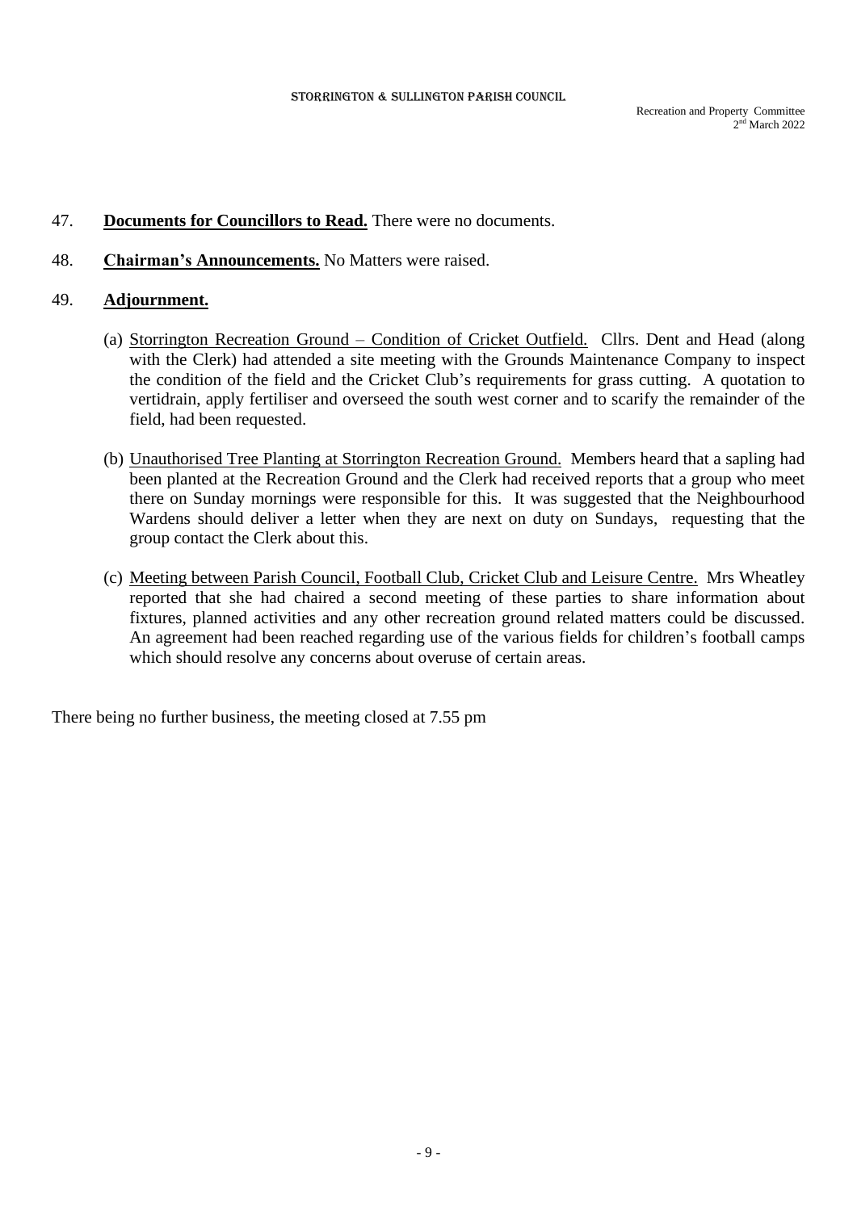47. **Documents for Councillors to Read.** There were no documents.

48. **Chairman's Announcements.** No Matters were raised.

49. **Adjournment.**

   (a) Storrington Recreation Ground – Condition of Cricket Outfield. Cllrs. Dent and Head (along with the Clerk) had attended a site meeting with the Grounds Maintenance Company to inspect the condition of the field and the Cricket Club's requirements for grass cutting. A quotation to vertidrain, apply fertiliser and overseed the south west corner and to scarify the remainder of the field, had been requested.

   (b) Unauthorised Tree Planting at Storrington Recreation Ground. Members heard that a sapling had been planted at the Recreation Ground and the Clerk had received reports that a group who meet there on Sunday mornings were responsible for this. It was suggested that the Neighbourhood Wardens should deliver a letter when they are next on duty on Sundays, requesting that the group contact the Clerk about this.

   (c) Meeting between Parish Council, Football Club, Cricket Club and Leisure Centre. Mrs Wheatley reported that she had chaired a second meeting of these parties to share information about fixtures, planned activities and any other recreation ground related matters could be discussed. An agreement had been reached regarding use of the various fields for children's football camps which should resolve any concerns about overuse of certain areas.

There being no further business, the meeting closed at 7.55 pm